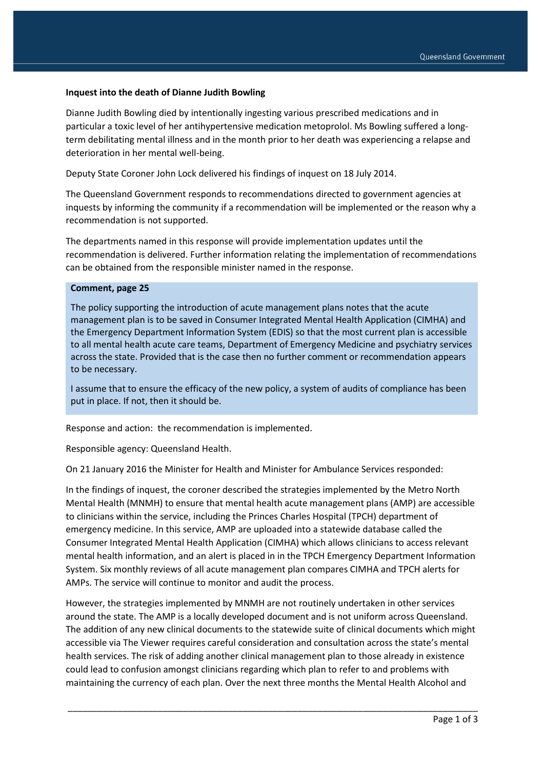**Inquest into the death of Dianne Judith Bowling**

Dianne Judith Bowling died by intentionally ingesting various prescribed medications and in particular a toxic level of her antihypertensive medication metoprolol. Ms Bowling suffered a long-term debilitating mental illness and in the month prior to her death was experiencing a relapse and deterioration in her mental well-being.

Deputy State Coroner John Lock delivered his findings of inquest on 18 July 2014.

The Queensland Government responds to recommendations directed to government agencies at inquests by informing the community if a recommendation will be implemented or the reason why a recommendation is not supported.

The departments named in this response will provide implementation updates until the recommendation is delivered. Further information relating the implementation of recommendations can be obtained from the responsible minister named in the response.

**Comment, page 25**

The policy supporting the introduction of acute management plans notes that the acute management plan is to be saved in Consumer Integrated Mental Health Application (CIMHA) and the Emergency Department Information System (EDIS) so that the most current plan is accessible to all mental health acute care teams, Department of Emergency Medicine and psychiatry services across the state. Provided that is the case then no further comment or recommendation appears to be necessary.

I assume that to ensure the efficacy of the new policy, a system of audits of compliance has been put in place. If not, then it should be.

Response and action: the recommendation is implemented.

Responsible agency: Queensland Health.

On 21 January 2016 the Minister for Health and Minister for Ambulance Services responded:

In the findings of inquest, the coroner described the strategies implemented by the Metro North Mental Health (MNMH) to ensure that mental health acute management plans (AMP) are accessible to clinicians within the service, including the Princes Charles Hospital (TPCH) department of emergency medicine. In this service, AMP are uploaded into a statewide database called the Consumer Integrated Mental Health Application (CIMHA) which allows clinicians to access relevant mental health information, and an alert is placed in in the TPCH Emergency Department Information System. Six monthly reviews of all acute management plan compares CIMHA and TPCH alerts for AMPs. The service will continue to monitor and audit the process.

However, the strategies implemented by MNMH are not routinely undertaken in other services around the state. The AMP is a locally developed document and is not uniform across Queensland. The addition of any new clinical documents to the statewide suite of clinical documents which might accessible via The Viewer requires careful consideration and consultation across the state's mental health services. The risk of adding another clinical management plan to those already in existence could lead to confusion amongst clinicians regarding which plan to refer to and problems with maintaining the currency of each plan. Over the next three months the Mental Health Alcohol and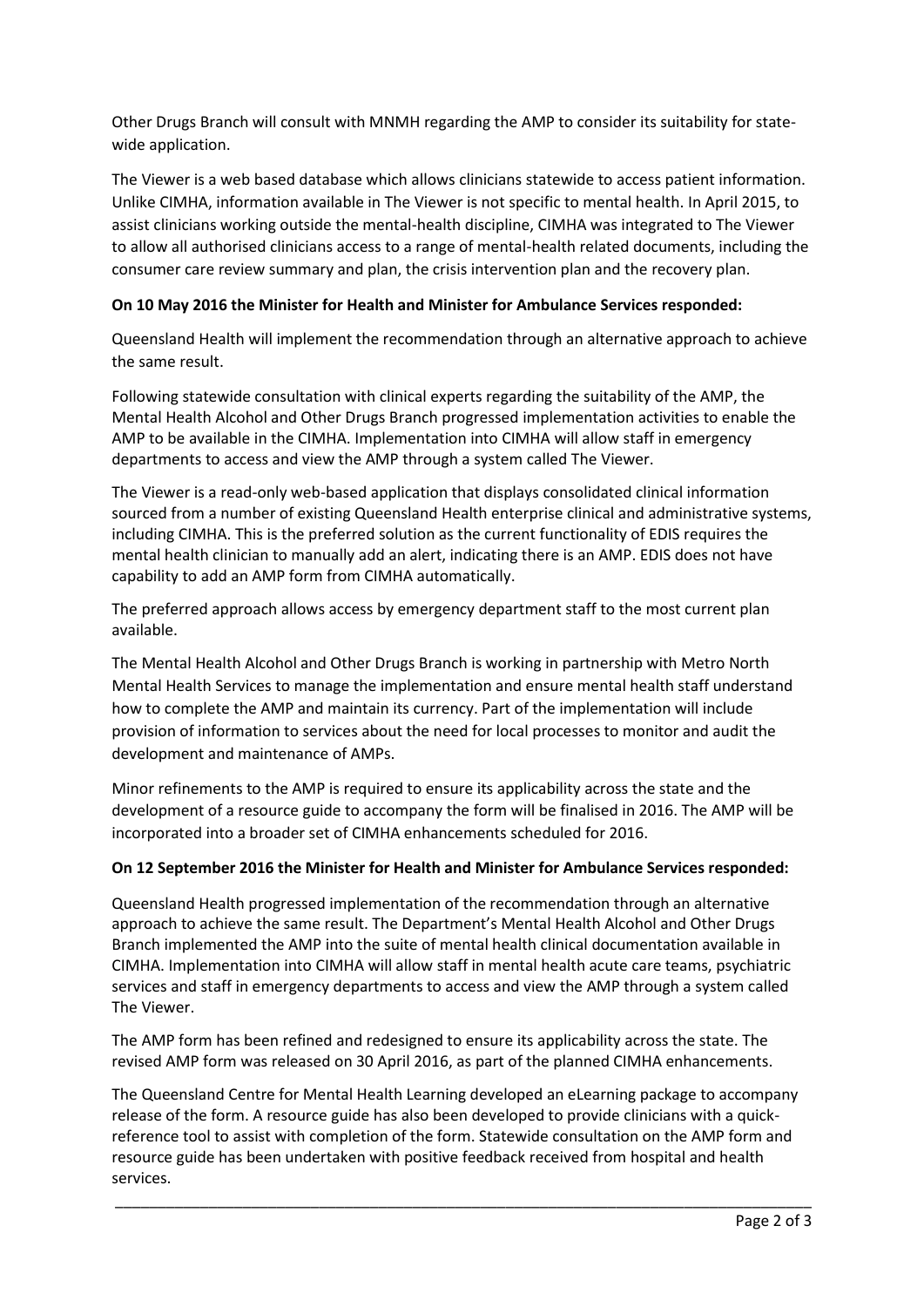Other Drugs Branch will consult with MNMH regarding the AMP to consider its suitability for state-wide application.

The Viewer is a web based database which allows clinicians statewide to access patient information. Unlike CIMHA, information available in The Viewer is not specific to mental health. In April 2015, to assist clinicians working outside the mental-health discipline, CIMHA was integrated to The Viewer to allow all authorised clinicians access to a range of mental-health related documents, including the consumer care review summary and plan, the crisis intervention plan and the recovery plan.

**On 10 May 2016 the Minister for Health and Minister for Ambulance Services responded:**

Queensland Health will implement the recommendation through an alternative approach to achieve the same result.

Following statewide consultation with clinical experts regarding the suitability of the AMP, the Mental Health Alcohol and Other Drugs Branch progressed implementation activities to enable the AMP to be available in the CIMHA. Implementation into CIMHA will allow staff in emergency departments to access and view the AMP through a system called The Viewer.

The Viewer is a read-only web-based application that displays consolidated clinical information sourced from a number of existing Queensland Health enterprise clinical and administrative systems, including CIMHA. This is the preferred solution as the current functionality of EDIS requires the mental health clinician to manually add an alert, indicating there is an AMP. EDIS does not have capability to add an AMP form from CIMHA automatically.

The preferred approach allows access by emergency department staff to the most current plan available.

The Mental Health Alcohol and Other Drugs Branch is working in partnership with Metro North Mental Health Services to manage the implementation and ensure mental health staff understand how to complete the AMP and maintain its currency. Part of the implementation will include provision of information to services about the need for local processes to monitor and audit the development and maintenance of AMPs.

Minor refinements to the AMP is required to ensure its applicability across the state and the development of a resource guide to accompany the form will be finalised in 2016. The AMP will be incorporated into a broader set of CIMHA enhancements scheduled for 2016.

**On 12 September 2016 the Minister for Health and Minister for Ambulance Services responded:**

Queensland Health progressed implementation of the recommendation through an alternative approach to achieve the same result. The Department's Mental Health Alcohol and Other Drugs Branch implemented the AMP into the suite of mental health clinical documentation available in CIMHA. Implementation into CIMHA will allow staff in mental health acute care teams, psychiatric services and staff in emergency departments to access and view the AMP through a system called The Viewer.

The AMP form has been refined and redesigned to ensure its applicability across the state. The revised AMP form was released on 30 April 2016, as part of the planned CIMHA enhancements.

The Queensland Centre for Mental Health Learning developed an eLearning package to accompany release of the form. A resource guide has also been developed to provide clinicians with a quick-reference tool to assist with completion of the form. Statewide consultation on the AMP form and resource guide has been undertaken with positive feedback received from hospital and health services.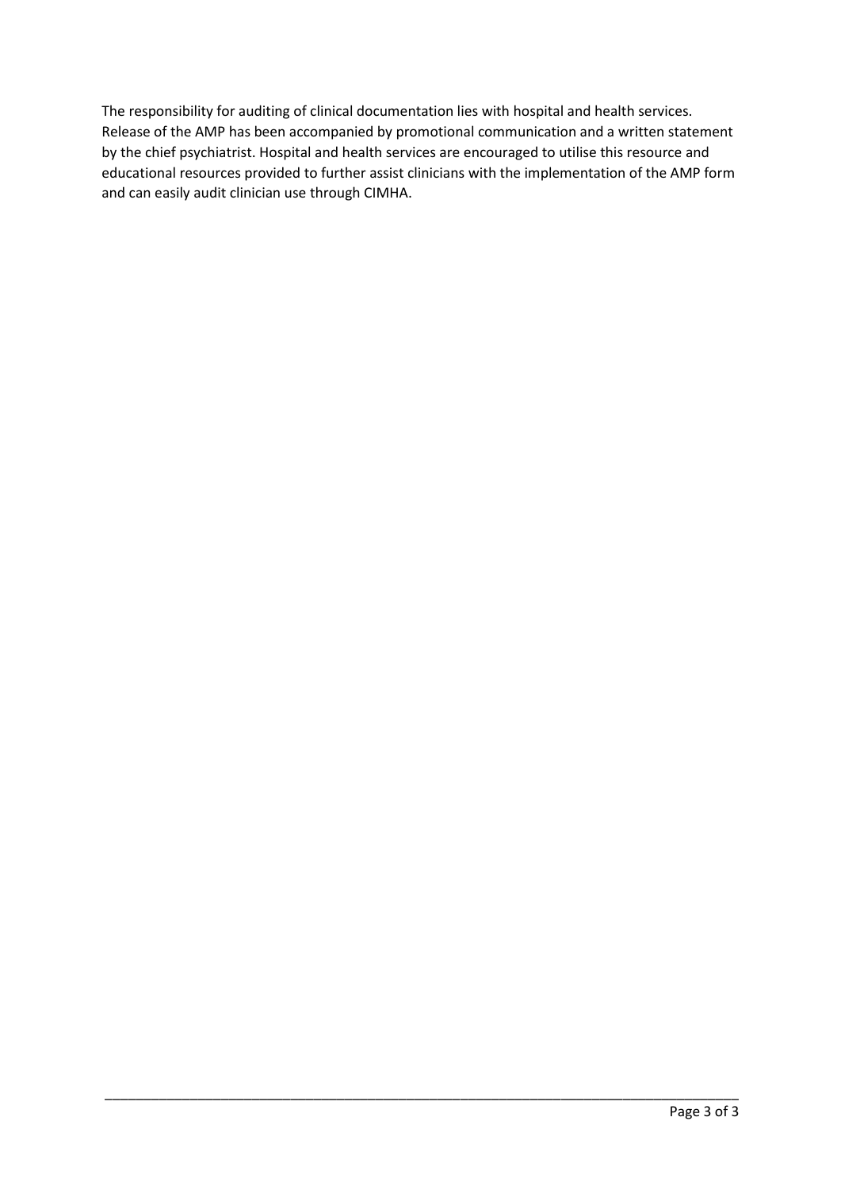The responsibility for auditing of clinical documentation lies with hospital and health services. Release of the AMP has been accompanied by promotional communication and a written statement by the chief psychiatrist. Hospital and health services are encouraged to utilise this resource and educational resources provided to further assist clinicians with the implementation of the AMP form and can easily audit clinician use through CIMHA.